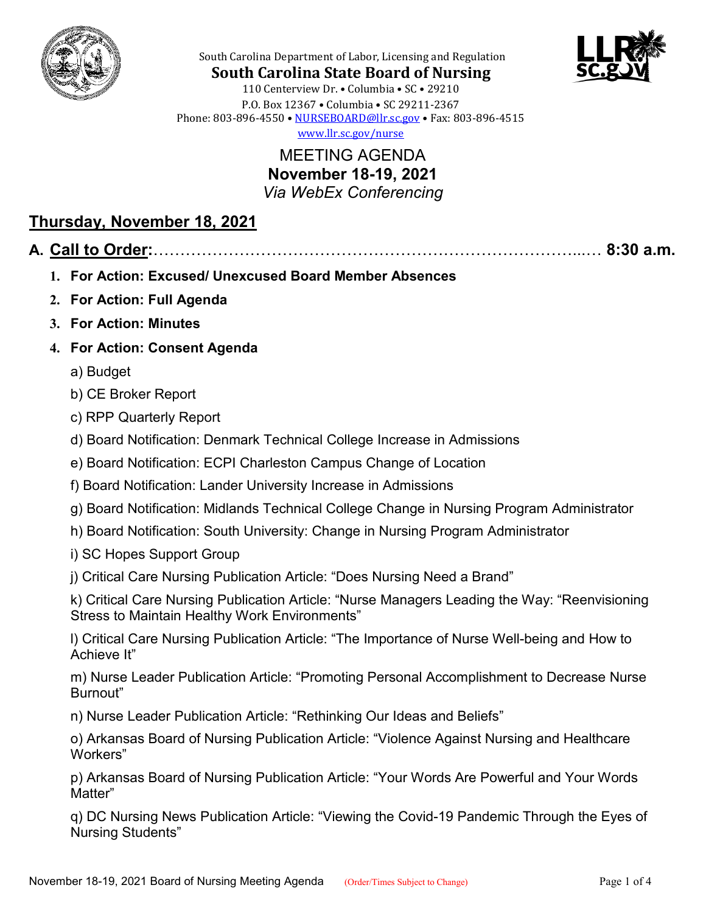South Carolina Department of Labor, Licensing and Regulation

**South Carolina State Board of Nursing**

110 Centerview Dr. • Columbia • SC • 29210
P.O. Box 12367 • Columbia • SC 29211-2367
Phone: 803-896-4550 • NURSEBOARD@llr.sc.gov • Fax: 803-896-4515
www.llr.sc.gov/nurse

# MEETING AGENDA

## November 18-19, 2021

*Via WebEx Conferencing*

## Thursday, November 18, 2021

### A. Call to Order:………………………………………………………………..… 8:30 a.m.

1. **For Action: Excused/ Unexcused Board Member Absences**
2. **For Action: Full Agenda**
3. **For Action: Minutes**
4. **For Action: Consent Agenda**

   a) Budget

   b) CE Broker Report

   c) RPP Quarterly Report

   d) Board Notification: Denmark Technical College Increase in Admissions

   e) Board Notification: ECPI Charleston Campus Change of Location

   f) Board Notification: Lander University Increase in Admissions

   g) Board Notification: Midlands Technical College Change in Nursing Program Administrator

   h) Board Notification: South University: Change in Nursing Program Administrator

   i) SC Hopes Support Group

   j) Critical Care Nursing Publication Article: "Does Nursing Need a Brand"

   k) Critical Care Nursing Publication Article: "Nurse Managers Leading the Way: "Reenvisioning Stress to Maintain Healthy Work Environments"

   l) Critical Care Nursing Publication Article: "The Importance of Nurse Well-being and How to Achieve It"

   m) Nurse Leader Publication Article: "Promoting Personal Accomplishment to Decrease Nurse Burnout"

   n) Nurse Leader Publication Article: "Rethinking Our Ideas and Beliefs"

   o) Arkansas Board of Nursing Publication Article: "Violence Against Nursing and Healthcare Workers"

   p) Arkansas Board of Nursing Publication Article: "Your Words Are Powerful and Your Words Matter"

   q) DC Nursing News Publication Article: "Viewing the Covid-19 Pandemic Through the Eyes of Nursing Students"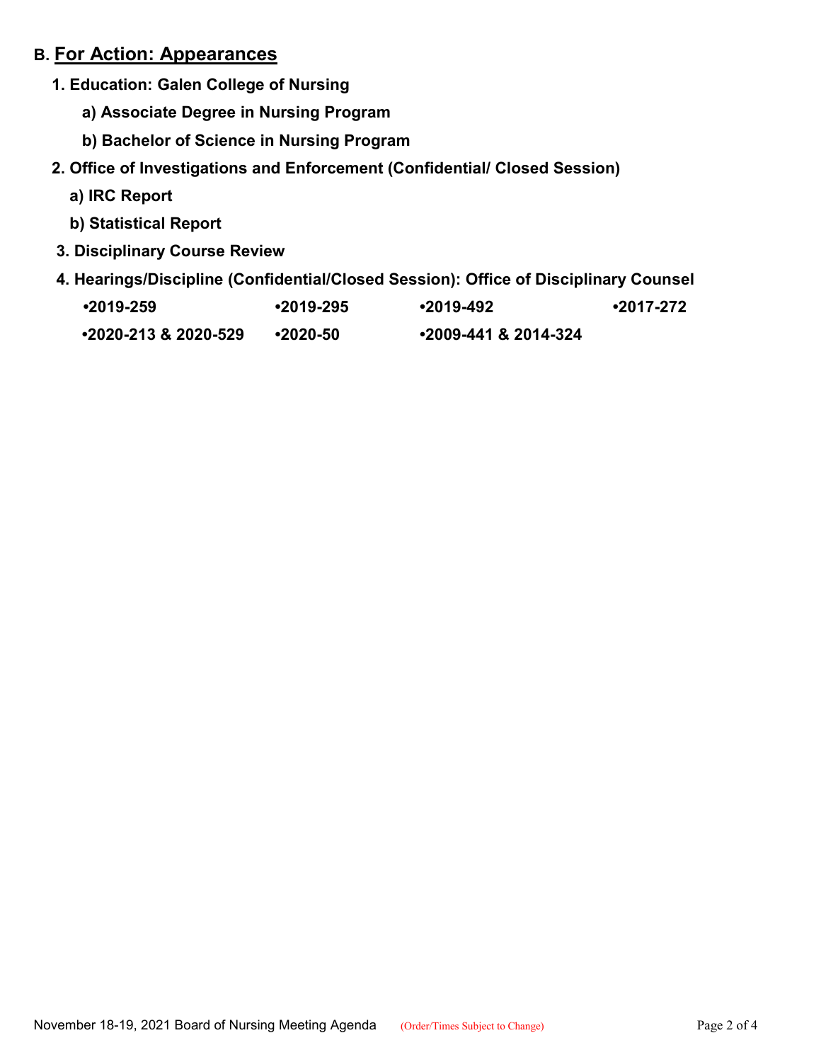## B. For Action: Appearances

**1. Education: Galen College of Nursing**

- **a) Associate Degree in Nursing Program**
- **b) Bachelor of Science in Nursing Program**

**2. Office of Investigations and Enforcement (Confidential/ Closed Session)**

- **a) IRC Report**
- **b) Statistical Report**

**3. Disciplinary Course Review**

**4. Hearings/Discipline (Confidential/Closed Session): Office of Disciplinary Counsel**

- **2019-259**
- **2019-295**
- **2019-492**
- **2017-272**
- **2020-213 & 2020-529**
- **2020-50**
- **2009-441 & 2014-324**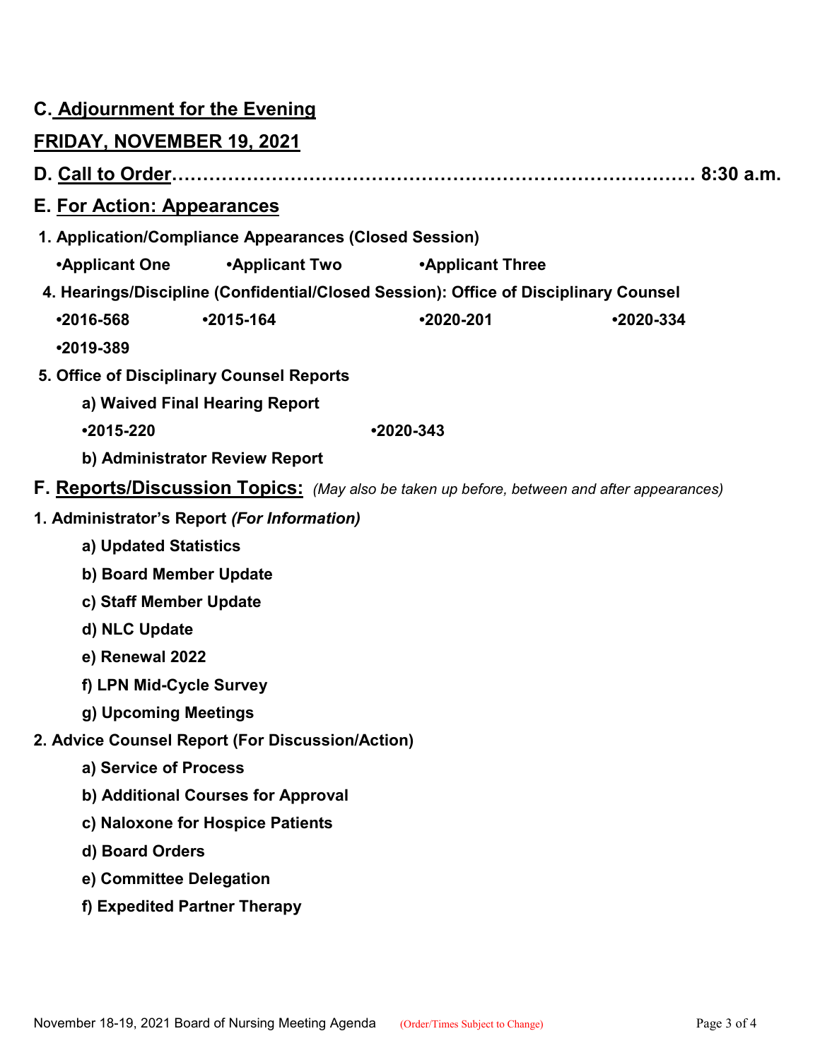## C. Adjournment for the Evening

## FRIDAY, NOVEMBER 19, 2021

## D. Call to Order………………………………………………………………………… 8:30 a.m.

## E. For Action: Appearances

**1. Application/Compliance Appearances (Closed Session)**

- **•Applicant One** **•Applicant Two** **•Applicant Three**

**4. Hearings/Discipline (Confidential/Closed Session): Office of Disciplinary Counsel**

- **•2016-568** **•2015-164** **•2020-201** **•2020-334**
- **•2019-389**

**5. Office of Disciplinary Counsel Reports**

**a) Waived Final Hearing Report**

- **•2015-220** **•2020-343**

**b) Administrator Review Report**

## F. Reports/Discussion Topics: *(May also be taken up before, between and after appearances)*

**1. Administrator's Report *(For Information)***

**a) Updated Statistics**

**b) Board Member Update**

**c) Staff Member Update**

**d) NLC Update**

**e) Renewal 2022**

**f) LPN Mid-Cycle Survey**

**g) Upcoming Meetings**

**2. Advice Counsel Report (For Discussion/Action)**

**a) Service of Process**

**b) Additional Courses for Approval**

**c) Naloxone for Hospice Patients**

**d) Board Orders**

**e) Committee Delegation**

**f) Expedited Partner Therapy**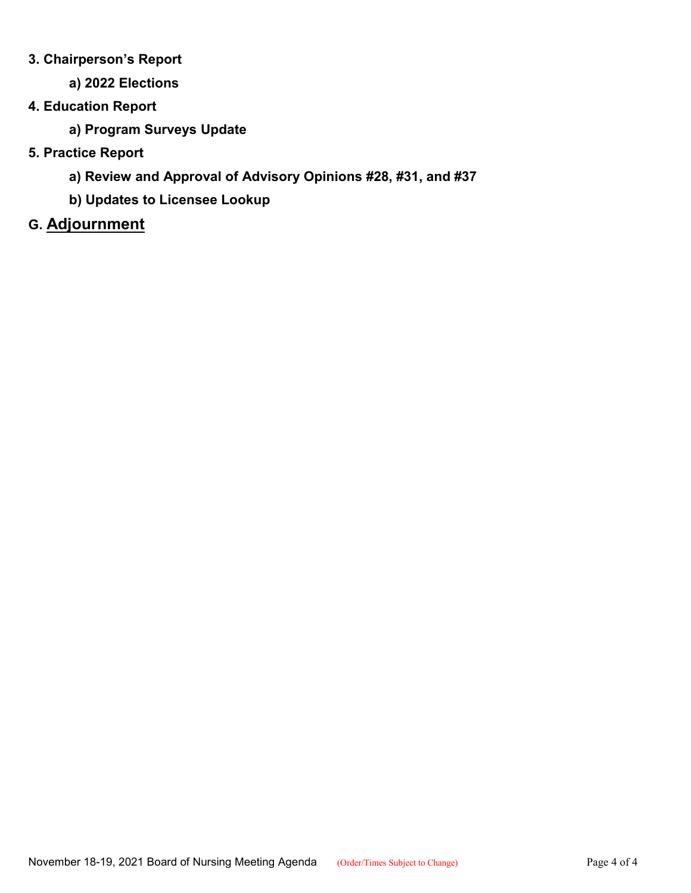**3. Chairperson's Report**

**a) 2022 Elections**

**4. Education Report**

**a) Program Surveys Update**

**5. Practice Report**

**a) Review and Approval of Advisory Opinions #28, #31, and #37**

**b) Updates to Licensee Lookup**

## G. Adjournment